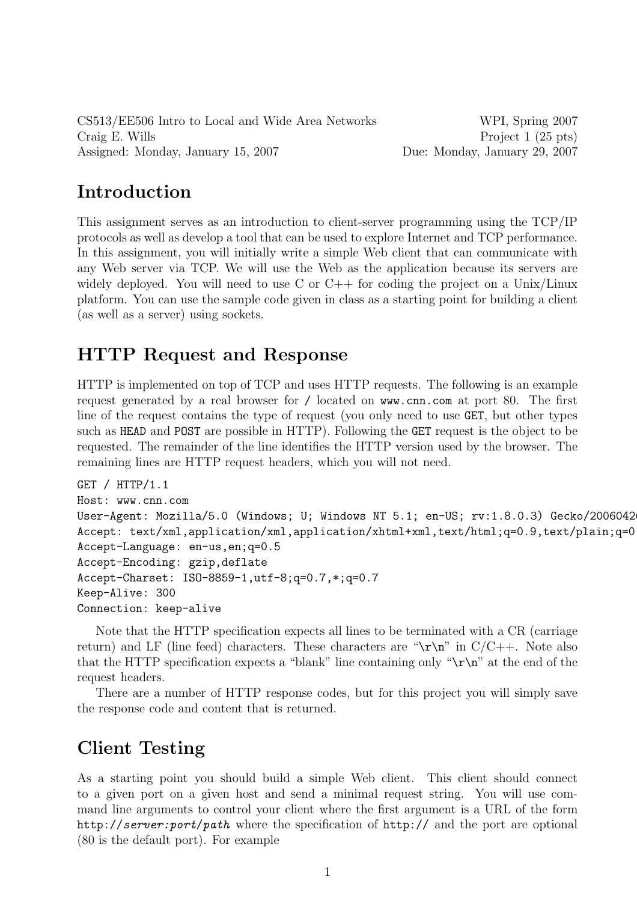CS513/EE506 Intro to Local and Wide Area Networks — WPI, Spring 2007
Craig E. Wills — Project 1 (25 pts)
Assigned: Monday, January 15, 2007 — Due: Monday, January 29, 2007

# Introduction

This assignment serves as an introduction to client-server programming using the TCP/IP protocols as well as develop a tool that can be used to explore Internet and TCP performance. In this assignment, you will initially write a simple Web client that can communicate with any Web server via TCP. We will use the Web as the application because its servers are widely deployed. You will need to use C or C++ for coding the project on a Unix/Linux platform. You can use the sample code given in class as a starting point for building a client (as well as a server) using sockets.

# HTTP Request and Response

HTTP is implemented on top of TCP and uses HTTP requests. The following is an example request generated by a real browser for `/` located on `www.cnn.com` at port 80. The first line of the request contains the type of request (you only need to use `GET`, but other types such as `HEAD` and `POST` are possible in HTTP). Following the `GET` request is the object to be requested. The remainder of the line identifies the HTTP version used by the browser. The remaining lines are HTTP request headers, which you will not need.

```
GET / HTTP/1.1
Host: www.cnn.com
User-Agent: Mozilla/5.0 (Windows; U; Windows NT 5.1; en-US; rv:1.8.0.3) Gecko/2006042
Accept: text/xml,application/xml,application/xhtml+xml,text/html;q=0.9,text/plain;q=0
Accept-Language: en-us,en;q=0.5
Accept-Encoding: gzip,deflate
Accept-Charset: ISO-8859-1,utf-8;q=0.7,*;q=0.7
Keep-Alive: 300
Connection: keep-alive
```

Note that the HTTP specification expects all lines to be terminated with a CR (carriage return) and LF (line feed) characters. These characters are "`\r\n`" in C/C++. Note also that the HTTP specification expects a "blank" line containing only "`\r\n`" at the end of the request headers.

There are a number of HTTP response codes, but for this project you will simply save the response code and content that is returned.

# Client Testing

As a starting point you should build a simple Web client. This client should connect to a given port on a given host and send a minimal request string. You will use command line arguments to control your client where the first argument is a URL of the form `http://`*`server:port/path`* where the specification of `http://` and the port are optional (80 is the default port). For example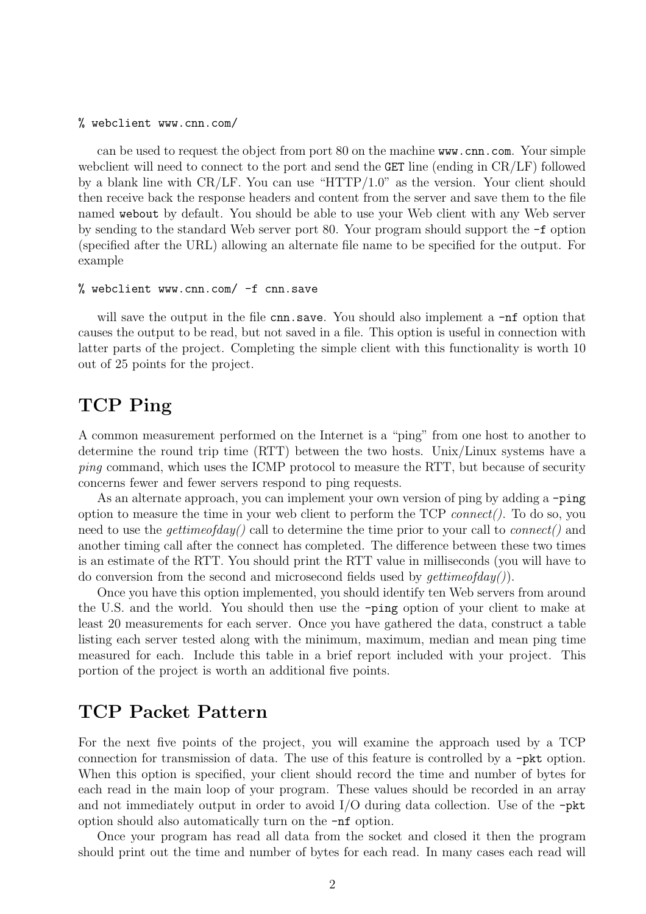```
% webclient www.cnn.com/
```

can be used to request the object from port 80 on the machine `www.cnn.com`. Your simple webclient will need to connect to the port and send the `GET` line (ending in CR/LF) followed by a blank line with CR/LF. You can use "HTTP/1.0" as the version. Your client should then receive back the response headers and content from the server and save them to the file named `webout` by default. You should be able to use your Web client with any Web server by sending to the standard Web server port 80. Your program should support the `-f` option (specified after the URL) allowing an alternate file name to be specified for the output. For example

```
% webclient www.cnn.com/ -f cnn.save
```

will save the output in the file `cnn.save`. You should also implement a `-nf` option that causes the output to be read, but not saved in a file. This option is useful in connection with latter parts of the project. Completing the simple client with this functionality is worth 10 out of 25 points for the project.

## TCP Ping

A common measurement performed on the Internet is a "ping" from one host to another to determine the round trip time (RTT) between the two hosts. Unix/Linux systems have a *ping* command, which uses the ICMP protocol to measure the RTT, but because of security concerns fewer and fewer servers respond to ping requests.

As an alternate approach, you can implement your own version of ping by adding a `-ping` option to measure the time in your web client to perform the TCP *connect()*. To do so, you need to use the *gettimeofday()* call to determine the time prior to your call to *connect()* and another timing call after the connect has completed. The difference between these two times is an estimate of the RTT. You should print the RTT value in milliseconds (you will have to do conversion from the second and microsecond fields used by *gettimeofday()*).

Once you have this option implemented, you should identify ten Web servers from around the U.S. and the world. You should then use the `-ping` option of your client to make at least 20 measurements for each server. Once you have gathered the data, construct a table listing each server tested along with the minimum, maximum, median and mean ping time measured for each. Include this table in a brief report included with your project. This portion of the project is worth an additional five points.

## TCP Packet Pattern

For the next five points of the project, you will examine the approach used by a TCP connection for transmission of data. The use of this feature is controlled by a `-pkt` option. When this option is specified, your client should record the time and number of bytes for each read in the main loop of your program. These values should be recorded in an array and not immediately output in order to avoid I/O during data collection. Use of the `-pkt` option should also automatically turn on the `-nf` option.

Once your program has read all data from the socket and closed it then the program should print out the time and number of bytes for each read. In many cases each read will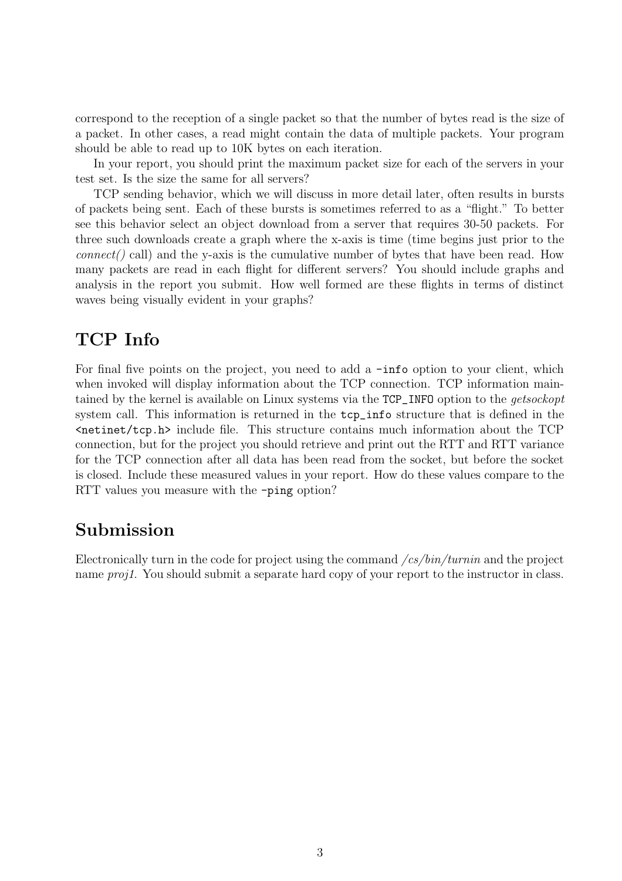correspond to the reception of a single packet so that the number of bytes read is the size of a packet. In other cases, a read might contain the data of multiple packets. Your program should be able to read up to 10K bytes on each iteration.

In your report, you should print the maximum packet size for each of the servers in your test set. Is the size the same for all servers?

TCP sending behavior, which we will discuss in more detail later, often results in bursts of packets being sent. Each of these bursts is sometimes referred to as a "flight." To better see this behavior select an object download from a server that requires 30-50 packets. For three such downloads create a graph where the x-axis is time (time begins just prior to the *connect()* call) and the y-axis is the cumulative number of bytes that have been read. How many packets are read in each flight for different servers? You should include graphs and analysis in the report you submit. How well formed are these flights in terms of distinct waves being visually evident in your graphs?

## TCP Info

For final five points on the project, you need to add a `-info` option to your client, which when invoked will display information about the TCP connection. TCP information maintained by the kernel is available on Linux systems via the `TCP_INFO` option to the *getsockopt* system call. This information is returned in the `tcp_info` structure that is defined in the `<netinet/tcp.h>` include file. This structure contains much information about the TCP connection, but for the project you should retrieve and print out the RTT and RTT variance for the TCP connection after all data has been read from the socket, but before the socket is closed. Include these measured values in your report. How do these values compare to the RTT values you measure with the `-ping` option?

## Submission

Electronically turn in the code for project using the command */cs/bin/turnin* and the project name *proj1*. You should submit a separate hard copy of your report to the instructor in class.